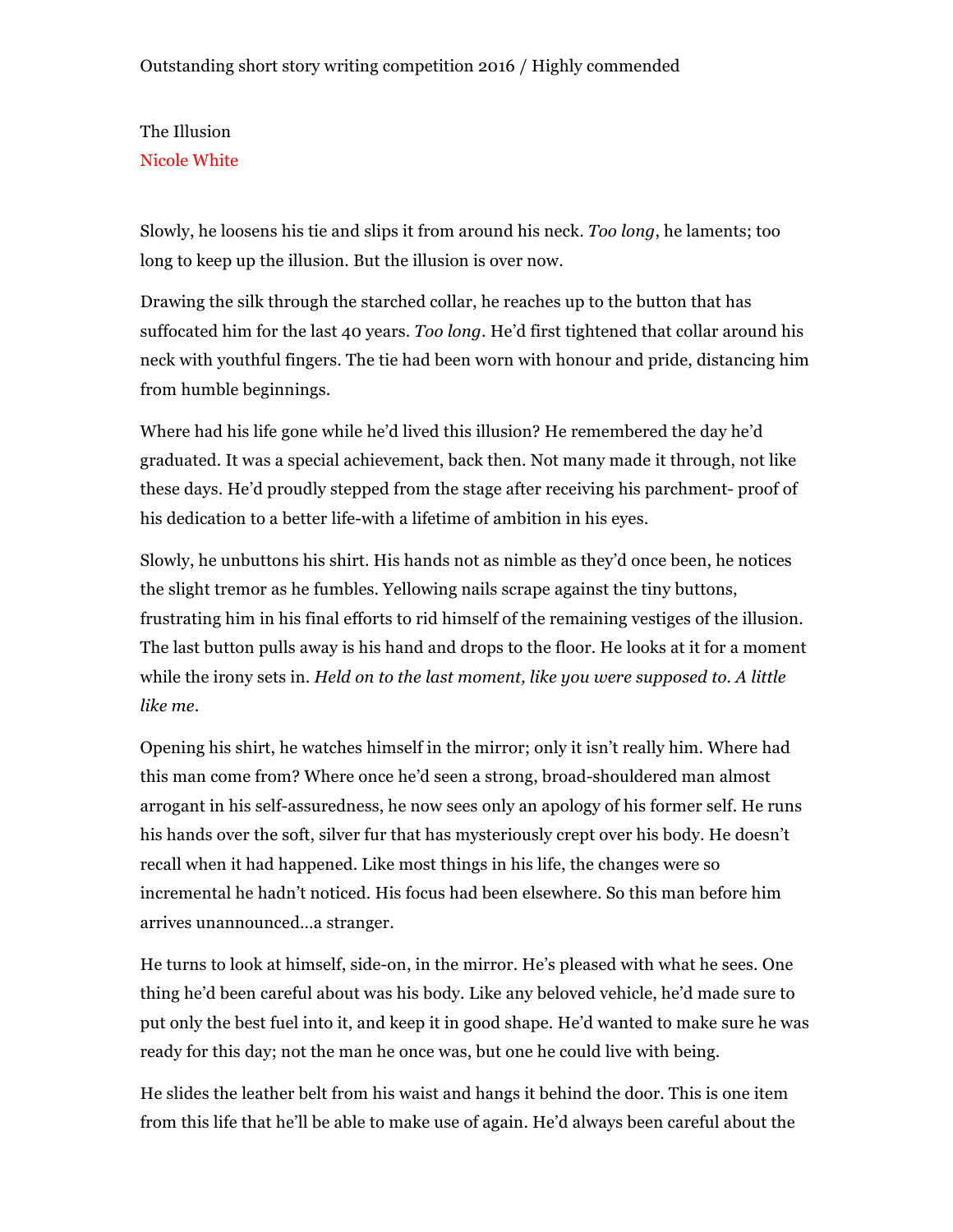Outstanding short story writing competition 2016 / Highly commended

The Illusion

Nicole White

Slowly, he loosens his tie and slips it from around his neck. *Too long*, he laments; too long to keep up the illusion. But the illusion is over now.

Drawing the silk through the starched collar, he reaches up to the button that has suffocated him for the last 40 years. *Too long*. He'd first tightened that collar around his neck with youthful fingers. The tie had been worn with honour and pride, distancing him from humble beginnings.

Where had his life gone while he'd lived this illusion? He remembered the day he'd graduated. It was a special achievement, back then. Not many made it through, not like these days. He'd proudly stepped from the stage after receiving his parchment- proof of his dedication to a better life-with a lifetime of ambition in his eyes.

Slowly, he unbuttons his shirt. His hands not as nimble as they'd once been, he notices the slight tremor as he fumbles. Yellowing nails scrape against the tiny buttons, frustrating him in his final efforts to rid himself of the remaining vestiges of the illusion. The last button pulls away is his hand and drops to the floor. He looks at it for a moment while the irony sets in. *Held on to the last moment, like you were supposed to. A little like me*.

Opening his shirt, he watches himself in the mirror; only it isn't really him. Where had this man come from? Where once he'd seen a strong, broad-shouldered man almost arrogant in his self-assuredness, he now sees only an apology of his former self. He runs his hands over the soft, silver fur that has mysteriously crept over his body. He doesn't recall when it had happened. Like most things in his life, the changes were so incremental he hadn't noticed. His focus had been elsewhere. So this man before him arrives unannounced…a stranger.

He turns to look at himself, side-on, in the mirror. He's pleased with what he sees. One thing he'd been careful about was his body. Like any beloved vehicle, he'd made sure to put only the best fuel into it, and keep it in good shape. He'd wanted to make sure he was ready for this day; not the man he once was, but one he could live with being.

He slides the leather belt from his waist and hangs it behind the door. This is one item from this life that he'll be able to make use of again. He'd always been careful about the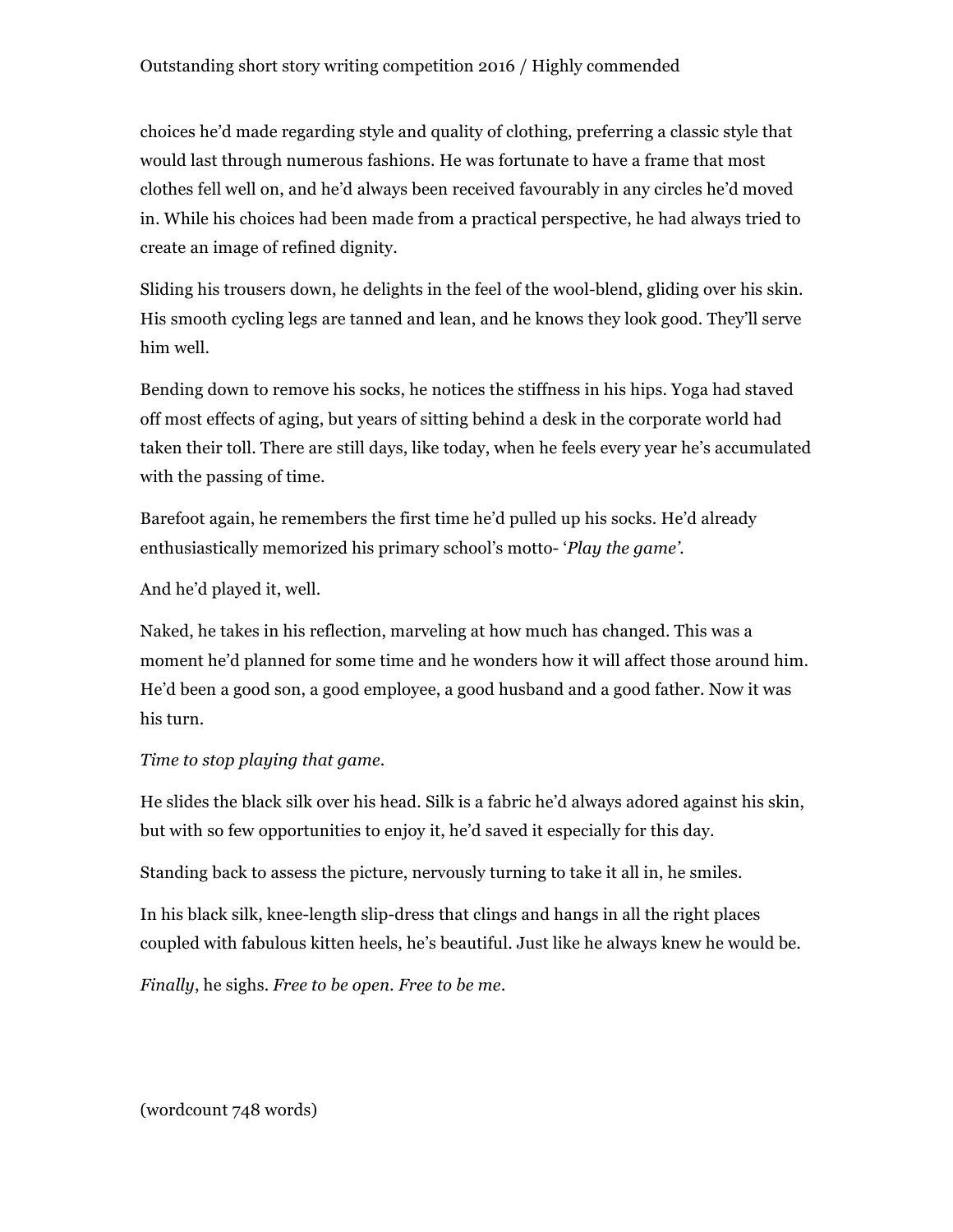choices he'd made regarding style and quality of clothing, preferring a classic style that would last through numerous fashions. He was fortunate to have a frame that most clothes fell well on, and he'd always been received favourably in any circles he'd moved in. While his choices had been made from a practical perspective, he had always tried to create an image of refined dignity.

Sliding his trousers down, he delights in the feel of the wool-blend, gliding over his skin. His smooth cycling legs are tanned and lean, and he knows they look good. They'll serve him well.

Bending down to remove his socks, he notices the stiffness in his hips. Yoga had staved off most effects of aging, but years of sitting behind a desk in the corporate world had taken their toll. There are still days, like today, when he feels every year he's accumulated with the passing of time.

Barefoot again, he remembers the first time he'd pulled up his socks. He'd already enthusiastically memorized his primary school's motto- '*Play the game'*.

And he'd played it, well.

Naked, he takes in his reflection, marveling at how much has changed. This was a moment he'd planned for some time and he wonders how it will affect those around him. He'd been a good son, a good employee, a good husband and a good father. Now it was his turn.

*Time to stop playing that game.*

He slides the black silk over his head. Silk is a fabric he'd always adored against his skin, but with so few opportunities to enjoy it, he'd saved it especially for this day.

Standing back to assess the picture, nervously turning to take it all in, he smiles.

In his black silk, knee-length slip-dress that clings and hangs in all the right places coupled with fabulous kitten heels, he's beautiful. Just like he always knew he would be.

*Finally*, he sighs. *Free to be open. Free to be me.*

(wordcount 748 words)